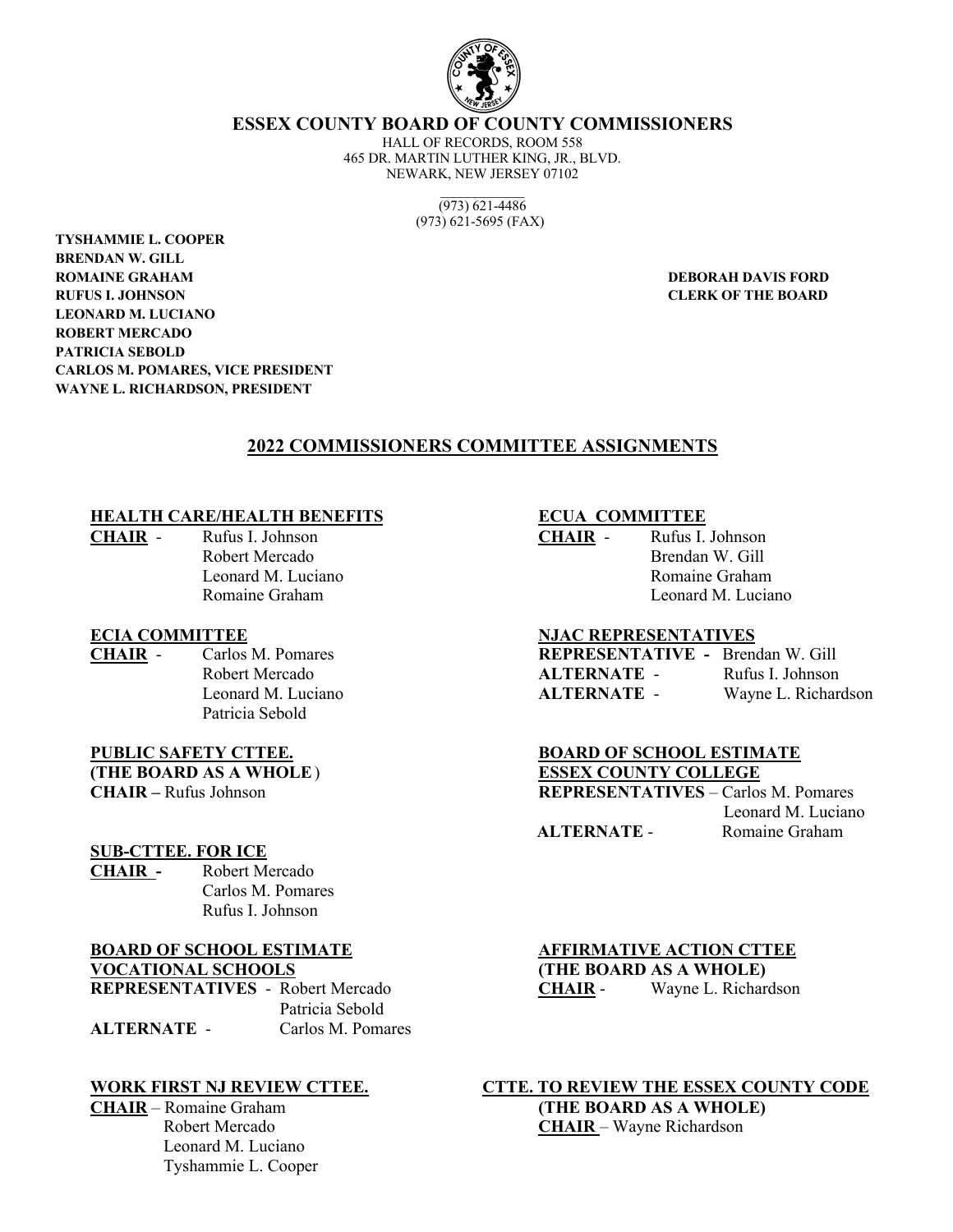# ESSEX COUNTY BOARD OF COUNTY COMMISSIONERS

HALL OF RECORDS, ROOM 558
465 DR. MARTIN LUTHER KING, JR., BLVD.
NEWARK, NEW JERSEY 07102

(973) 621-4486
(973) 621-5695 (FAX)

**TYSHAMMIE L. COOPER**
**BRENDAN W. GILL**
**ROMAINE GRAHAM**
**RUFUS I. JOHNSON**
**LEONARD M. LUCIANO**
**ROBERT MERCADO**
**PATRICIA SEBOLD**
**CARLOS M. POMARES, VICE PRESIDENT**
**WAYNE L. RICHARDSON, PRESIDENT**

**DEBORAH DAVIS FORD**
**CLERK OF THE BOARD**

## 2022 COMMISSIONERS COMMITTEE ASSIGNMENTS

### HEALTH CARE/HEALTH BENEFITS

**CHAIR** - Rufus I. Johnson
Robert Mercado
Leonard M. Luciano
Romaine Graham

### ECIA COMMITTEE

**CHAIR** - Carlos M. Pomares
Robert Mercado
Leonard M. Luciano
Patricia Sebold

### PUBLIC SAFETY CTTEE. (THE BOARD AS A WHOLE)

**CHAIR –** Rufus Johnson

### SUB-CTTEE. FOR ICE

**CHAIR -** Robert Mercado
Carlos M. Pomares
Rufus I. Johnson

### BOARD OF SCHOOL ESTIMATE VOCATIONAL SCHOOLS

**REPRESENTATIVES** - Robert Mercado
Patricia Sebold
**ALTERNATE** - Carlos M. Pomares

### WORK FIRST NJ REVIEW CTTEE.

**CHAIR** – Romaine Graham
Robert Mercado
Leonard M. Luciano
Tyshammie L. Cooper

### ECUA COMMITTEE

**CHAIR** - Rufus I. Johnson
Brendan W. Gill
Romaine Graham
Leonard M. Luciano

### NJAC REPRESENTATIVES

**REPRESENTATIVE -** Brendan W. Gill
**ALTERNATE** - Rufus I. Johnson
**ALTERNATE** - Wayne L. Richardson

### BOARD OF SCHOOL ESTIMATE ESSEX COUNTY COLLEGE

**REPRESENTATIVES** – Carlos M. Pomares
Leonard M. Luciano
**ALTERNATE** - Romaine Graham

### AFFIRMATIVE ACTION CTTEE (THE BOARD AS A WHOLE)

**CHAIR** - Wayne L. Richardson

### CTTE. TO REVIEW THE ESSEX COUNTY CODE (THE BOARD AS A WHOLE)

**CHAIR** – Wayne Richardson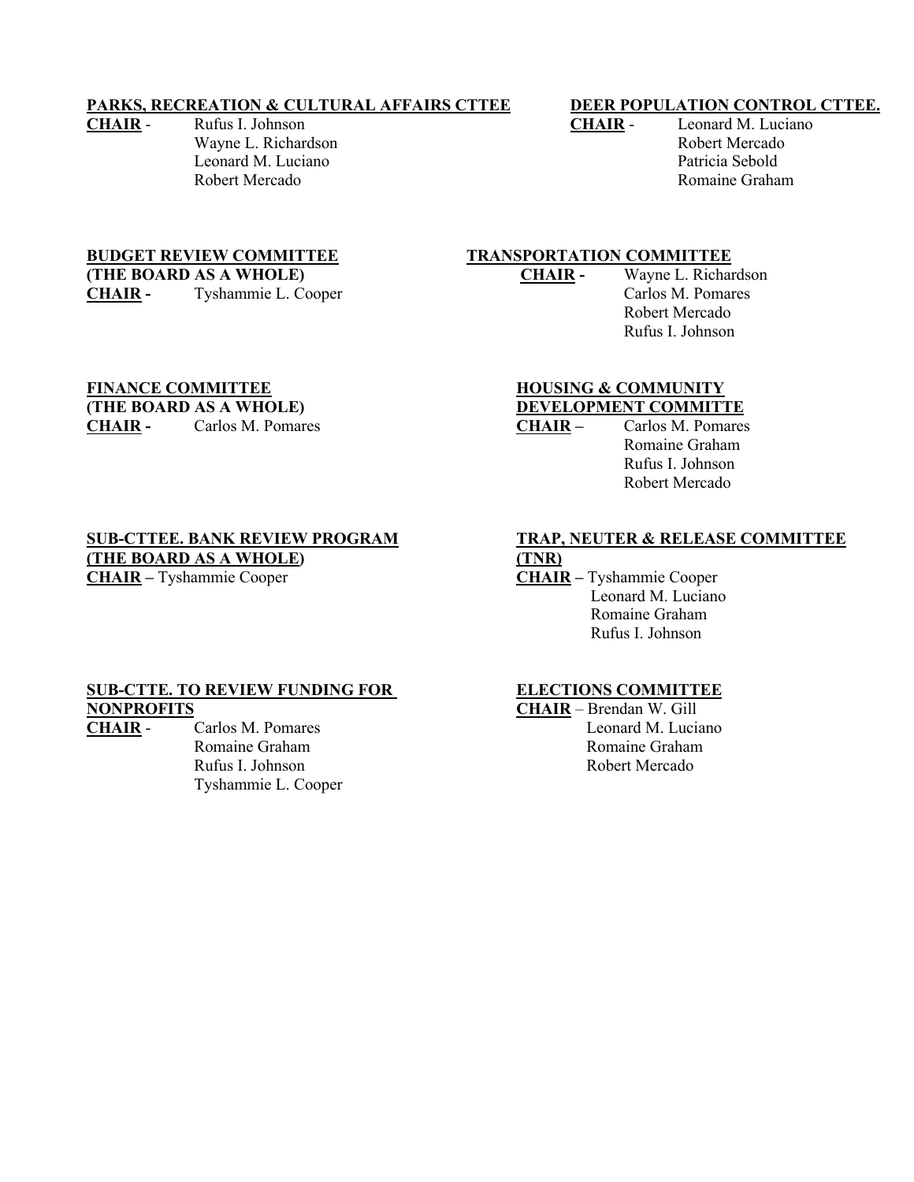**PARKS, RECREATION & CULTURAL AFFAIRS CTTEE**

**CHAIR** - Rufus I. Johnson
Wayne L. Richardson
Leonard M. Luciano
Robert Mercado

**DEER POPULATION CONTROL CTTEE.**

**CHAIR** - Leonard M. Luciano
Robert Mercado
Patricia Sebold
Romaine Graham

**BUDGET REVIEW COMMITTEE**
**(THE BOARD AS A WHOLE)**

**CHAIR** - Tyshammie L. Cooper

**TRANSPORTATION COMMITTEE**

**CHAIR** - Wayne L. Richardson
Carlos M. Pomares
Robert Mercado
Rufus I. Johnson

**FINANCE COMMITTEE**
**(THE BOARD AS A WHOLE)**

**CHAIR** - Carlos M. Pomares

**HOUSING & COMMUNITY DEVELOPMENT COMMITTE**

**CHAIR** – Carlos M. Pomares
Romaine Graham
Rufus I. Johnson
Robert Mercado

**SUB-CTTEE. BANK REVIEW PROGRAM**
**(THE BOARD AS A WHOLE)**

**CHAIR** – Tyshammie Cooper

**TRAP, NEUTER & RELEASE COMMITTEE (TNR)**

**CHAIR** – Tyshammie Cooper
Leonard M. Luciano
Romaine Graham
Rufus I. Johnson

**SUB-CTTE. TO REVIEW FUNDING FOR NONPROFITS**

**CHAIR** - Carlos M. Pomares
Romaine Graham
Rufus I. Johnson
Tyshammie L. Cooper

**ELECTIONS COMMITTEE**

**CHAIR** – Brendan W. Gill
Leonard M. Luciano
Romaine Graham
Robert Mercado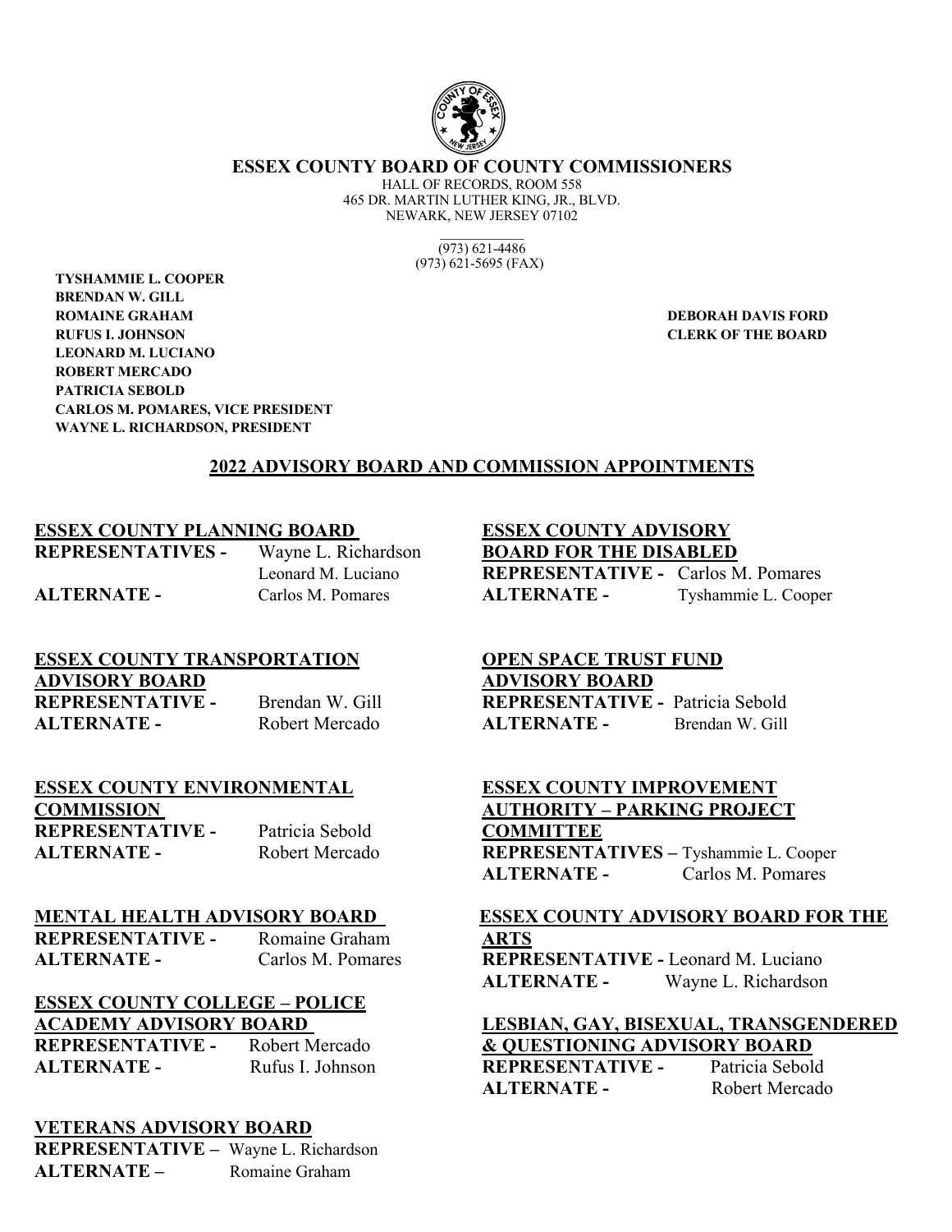**ESSEX COUNTY BOARD OF COUNTY COMMISSIONERS**

HALL OF RECORDS, ROOM 558
465 DR. MARTIN LUTHER KING, JR., BLVD.
NEWARK, NEW JERSEY 07102

(973) 621-4486
(973) 621-5695 (FAX)

**TYSHAMMIE L. COOPER**
**BRENDAN W. GILL**
**ROMAINE GRAHAM**
**RUFUS I. JOHNSON**
**LEONARD M. LUCIANO**
**ROBERT MERCADO**
**PATRICIA SEBOLD**
**CARLOS M. POMARES, VICE PRESIDENT**
**WAYNE L. RICHARDSON, PRESIDENT**

**DEBORAH DAVIS FORD**
**CLERK OF THE BOARD**

## 2022 ADVISORY BOARD AND COMMISSION APPOINTMENTS

**ESSEX COUNTY PLANNING BOARD**
**REPRESENTATIVES -** Wayne L. Richardson
Leonard M. Luciano
**ALTERNATE -** Carlos M. Pomares

**ESSEX COUNTY TRANSPORTATION ADVISORY BOARD**
**REPRESENTATIVE -** Brendan W. Gill
**ALTERNATE -** Robert Mercado

**ESSEX COUNTY ENVIRONMENTAL COMMISSION**
**REPRESENTATIVE -** Patricia Sebold
**ALTERNATE -** Robert Mercado

**MENTAL HEALTH ADVISORY BOARD**
**REPRESENTATIVE -** Romaine Graham
**ALTERNATE -** Carlos M. Pomares

**ESSEX COUNTY COLLEGE – POLICE ACADEMY ADVISORY BOARD**
**REPRESENTATIVE -** Robert Mercado
**ALTERNATE -** Rufus I. Johnson

**VETERANS ADVISORY BOARD**
**REPRESENTATIVE –** Wayne L. Richardson
**ALTERNATE –** Romaine Graham

**ESSEX COUNTY ADVISORY BOARD FOR THE DISABLED**
**REPRESENTATIVE -** Carlos M. Pomares
**ALTERNATE -** Tyshammie L. Cooper

**OPEN SPACE TRUST FUND ADVISORY BOARD**
**REPRESENTATIVE -** Patricia Sebold
**ALTERNATE -** Brendan W. Gill

**ESSEX COUNTY IMPROVEMENT AUTHORITY – PARKING PROJECT COMMITTEE**
**REPRESENTATIVES –** Tyshammie L. Cooper
**ALTERNATE -** Carlos M. Pomares

**ESSEX COUNTY ADVISORY BOARD FOR THE ARTS**
**REPRESENTATIVE -** Leonard M. Luciano
**ALTERNATE -** Wayne L. Richardson

**LESBIAN, GAY, BISEXUAL, TRANSGENDERED & QUESTIONING ADVISORY BOARD**
**REPRESENTATIVE -** Patricia Sebold
**ALTERNATE -** Robert Mercado